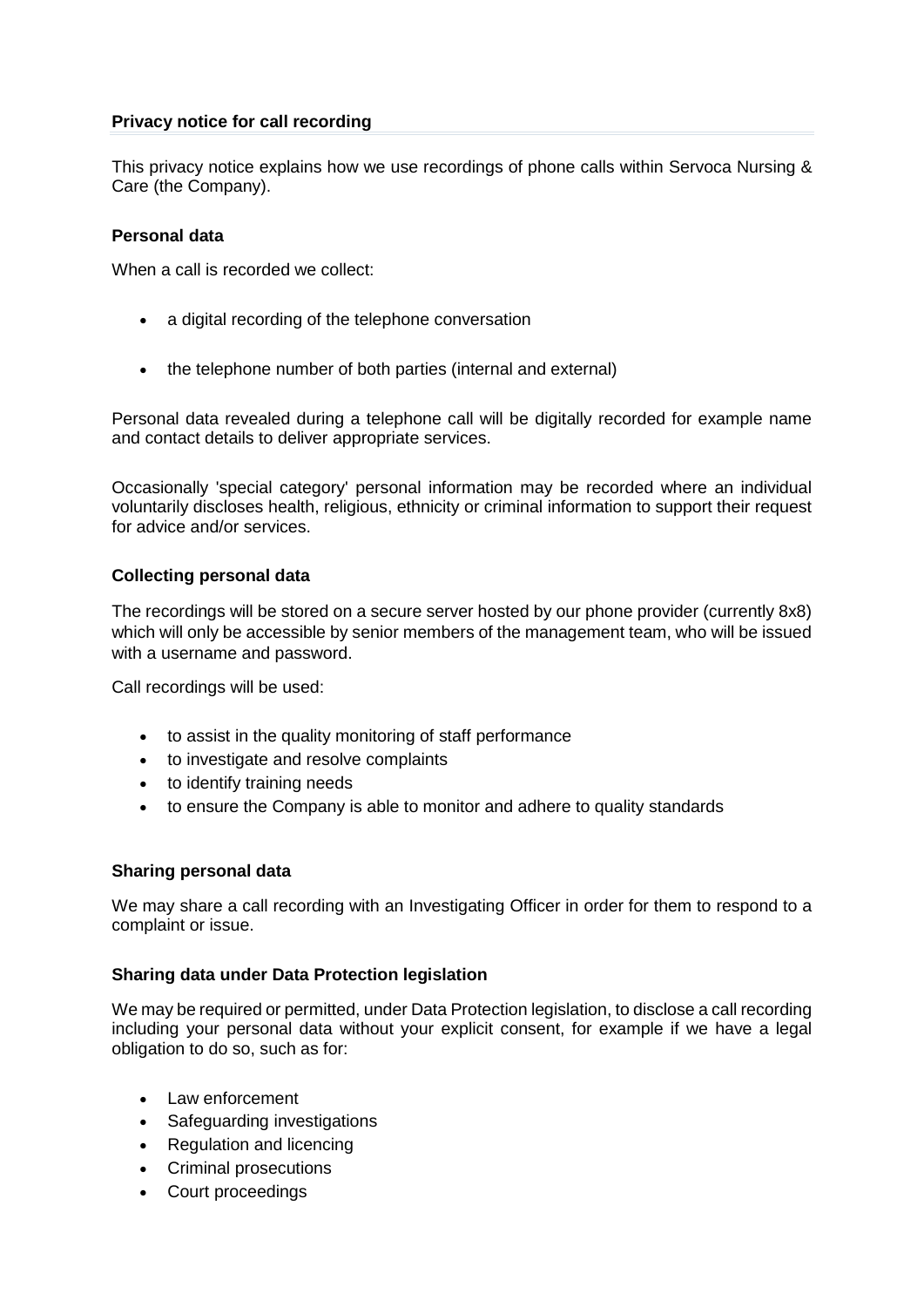## Privacy notice for call recording

This privacy notice explains how we use recordings of phone calls within Servoca Nursing & Care (the Company).

### Personal data

When a call is recorded we collect:

- a digital recording of the telephone conversation
- the telephone number of both parties (internal and external)

Personal data revealed during a telephone call will be digitally recorded for example name and contact details to deliver appropriate services.

Occasionally 'special category' personal information may be recorded where an individual voluntarily discloses health, religious, ethnicity or criminal information to support their request for advice and/or services.

### Collecting personal data

The recordings will be stored on a secure server hosted by our phone provider (currently 8x8) which will only be accessible by senior members of the management team, who will be issued with a username and password.

Call recordings will be used:

- to assist in the quality monitoring of staff performance
- to investigate and resolve complaints
- to identify training needs
- to ensure the Company is able to monitor and adhere to quality standards

### Sharing personal data

We may share a call recording with an Investigating Officer in order for them to respond to a complaint or issue.

### Sharing data under Data Protection legislation

We may be required or permitted, under Data Protection legislation, to disclose a call recording including your personal data without your explicit consent, for example if we have a legal obligation to do so, such as for:

- Law enforcement
- Safeguarding investigations
- Regulation and licencing
- Criminal prosecutions
- Court proceedings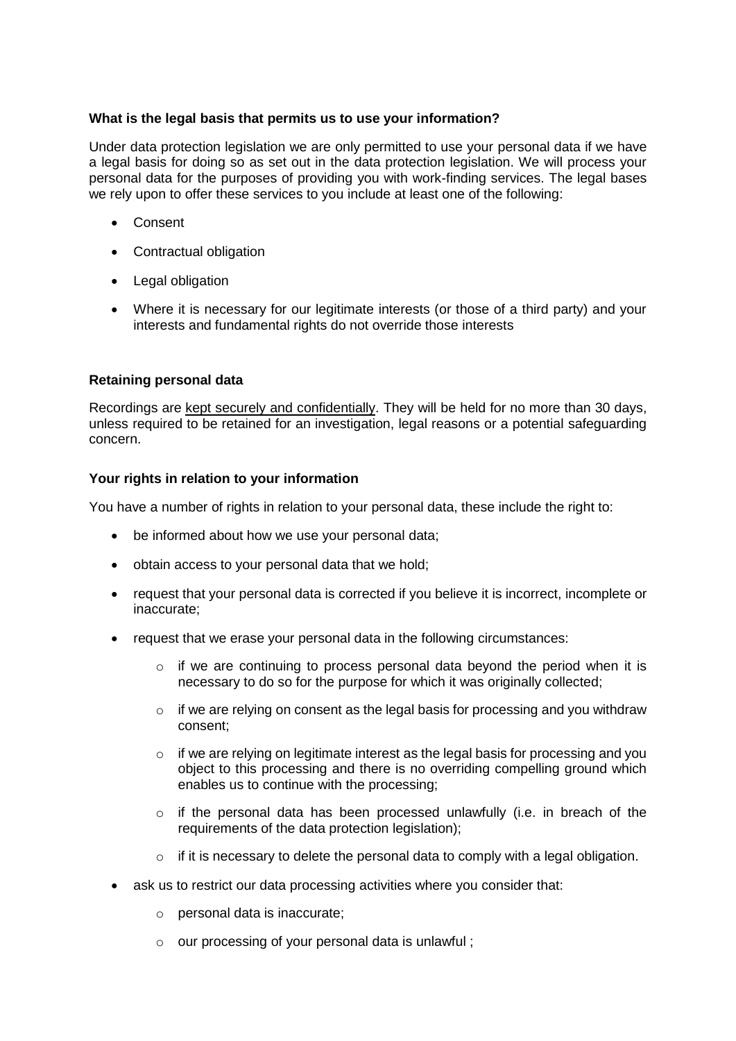**What is the legal basis that permits us to use your information?**

Under data protection legislation we are only permitted to use your personal data if we have a legal basis for doing so as set out in the data protection legislation. We will process your personal data for the purposes of providing you with work-finding services. The legal bases we rely upon to offer these services to you include at least one of the following:

- Consent
- Contractual obligation
- Legal obligation
- Where it is necessary for our legitimate interests (or those of a third party) and your interests and fundamental rights do not override those interests

**Retaining personal data**

Recordings are kept securely and confidentially. They will be held for no more than 30 days, unless required to be retained for an investigation, legal reasons or a potential safeguarding concern.

**Your rights in relation to your information**

You have a number of rights in relation to your personal data, these include the right to:

- be informed about how we use your personal data;
- obtain access to your personal data that we hold;
- request that your personal data is corrected if you believe it is incorrect, incomplete or inaccurate;
- request that we erase your personal data in the following circumstances:
  - if we are continuing to process personal data beyond the period when it is necessary to do so for the purpose for which it was originally collected;
  - if we are relying on consent as the legal basis for processing and you withdraw consent;
  - if we are relying on legitimate interest as the legal basis for processing and you object to this processing and there is no overriding compelling ground which enables us to continue with the processing;
  - if the personal data has been processed unlawfully (i.e. in breach of the requirements of the data protection legislation);
  - if it is necessary to delete the personal data to comply with a legal obligation.
- ask us to restrict our data processing activities where you consider that:
  - personal data is inaccurate;
  - our processing of your personal data is unlawful ;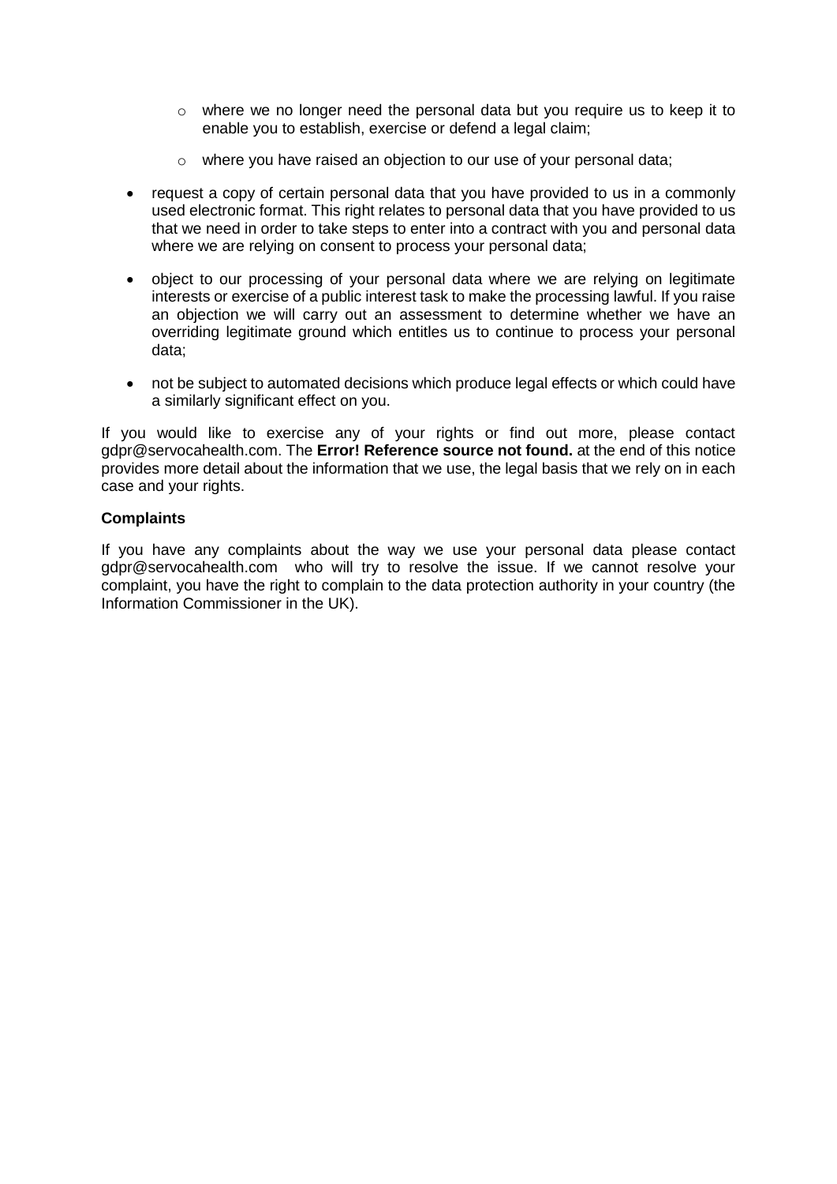- where we no longer need the personal data but you require us to keep it to enable you to establish, exercise or defend a legal claim;
  - where you have raised an objection to our use of your personal data;

- request a copy of certain personal data that you have provided to us in a commonly used electronic format. This right relates to personal data that you have provided to us that we need in order to take steps to enter into a contract with you and personal data where we are relying on consent to process your personal data;
- object to our processing of your personal data where we are relying on legitimate interests or exercise of a public interest task to make the processing lawful. If you raise an objection we will carry out an assessment to determine whether we have an overriding legitimate ground which entitles us to continue to process your personal data;
- not be subject to automated decisions which produce legal effects or which could have a similarly significant effect on you.

If you would like to exercise any of your rights or find out more, please contact gdpr@servocahealth.com. The **Error! Reference source not found.** at the end of this notice provides more detail about the information that we use, the legal basis that we rely on in each case and your rights.

**Complaints**

If you have any complaints about the way we use your personal data please contact gdpr@servocahealth.com who will try to resolve the issue. If we cannot resolve your complaint, you have the right to complain to the data protection authority in your country (the Information Commissioner in the UK).